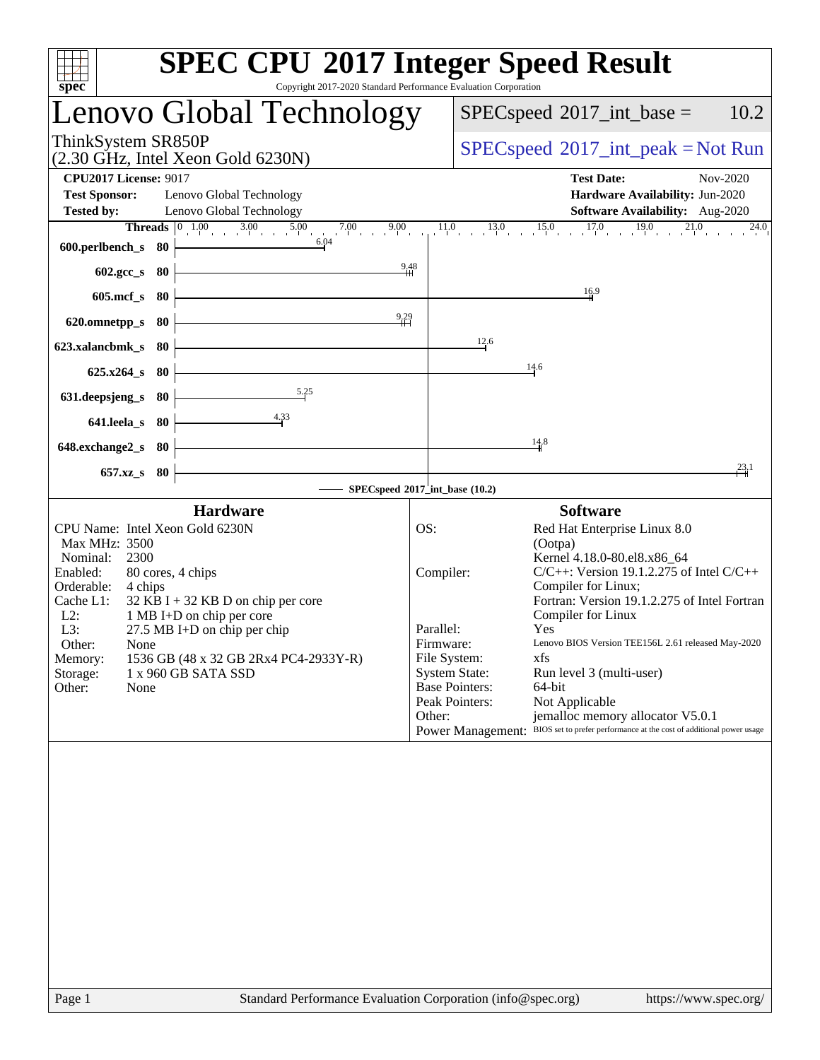# SPEC CPU 2017 Integer Speed Result

Copyright 2017-2020 Standard Performance Evaluation Corporation

## Lenovo Global Technology

ThinkSystem SR850P
(2.30 GHz, Intel Xeon Gold 6230N)

SPECspeed 2017_int_base = 10.2

SPECspeed 2017_int_peak = Not Run

**CPU2017 License:** 9017
**Test Sponsor:** Lenovo Global Technology
**Tested by:** Lenovo Global Technology

**Test Date:** Nov-2020
**Hardware Availability:** Jun-2020
**Software Availability:** Aug-2020

| Benchmark | Threads | SPECspeed 2017_int_base (10.2) |
|---|---|---|
| 600.perlbench_s | 80 | 6.04 |
| 602.gcc_s | 80 | 9.48 |
| 605.mcf_s | 80 | 16.9 |
| 620.omnetpp_s | 80 | 9.29 |
| 623.xalancbmk_s | 80 | 12.6 |
| 625.x264_s | 80 | 14.6 |
| 631.deepsjeng_s | 80 | 5.25 |
| 641.leela_s | 80 | 4.33 |
| 648.exchange2_s | 80 | 14.8 |
| 657.xz_s | 80 | 23.1 |

### Hardware

| | |
|---|---|
| CPU Name: | Intel Xeon Gold 6230N |
| Max MHz: | 3500 |
| Nominal: | 2300 |
| Enabled: | 80 cores, 4 chips |
| Orderable: | 4 chips |
| Cache L1: | 32 KB I + 32 KB D on chip per core |
| L2: | 1 MB I+D on chip per core |
| L3: | 27.5 MB I+D on chip per chip |
| Other: | None |
| Memory: | 1536 GB (48 x 32 GB 2Rx4 PC4-2933Y-R) |
| Storage: | 1 x 960 GB SATA SSD |
| Other: | None |

### Software

| | |
|---|---|
| OS: | Red Hat Enterprise Linux 8.0 (Ootpa) Kernel 4.18.0-80.el8.x86_64 |
| Compiler: | C/C++: Version 19.1.2.275 of Intel C/C++ Compiler for Linux; Fortran: Version 19.1.2.275 of Intel Fortran Compiler for Linux |
| Parallel: | Yes |
| Firmware: | Lenovo BIOS Version TEE156L 2.61 released May-2020 |
| File System: | xfs |
| System State: | Run level 3 (multi-user) |
| Base Pointers: | 64-bit |
| Peak Pointers: | Not Applicable |
| Other: | jemalloc memory allocator V5.0.1 |
| Power Management: | BIOS set to prefer performance at the cost of additional power usage |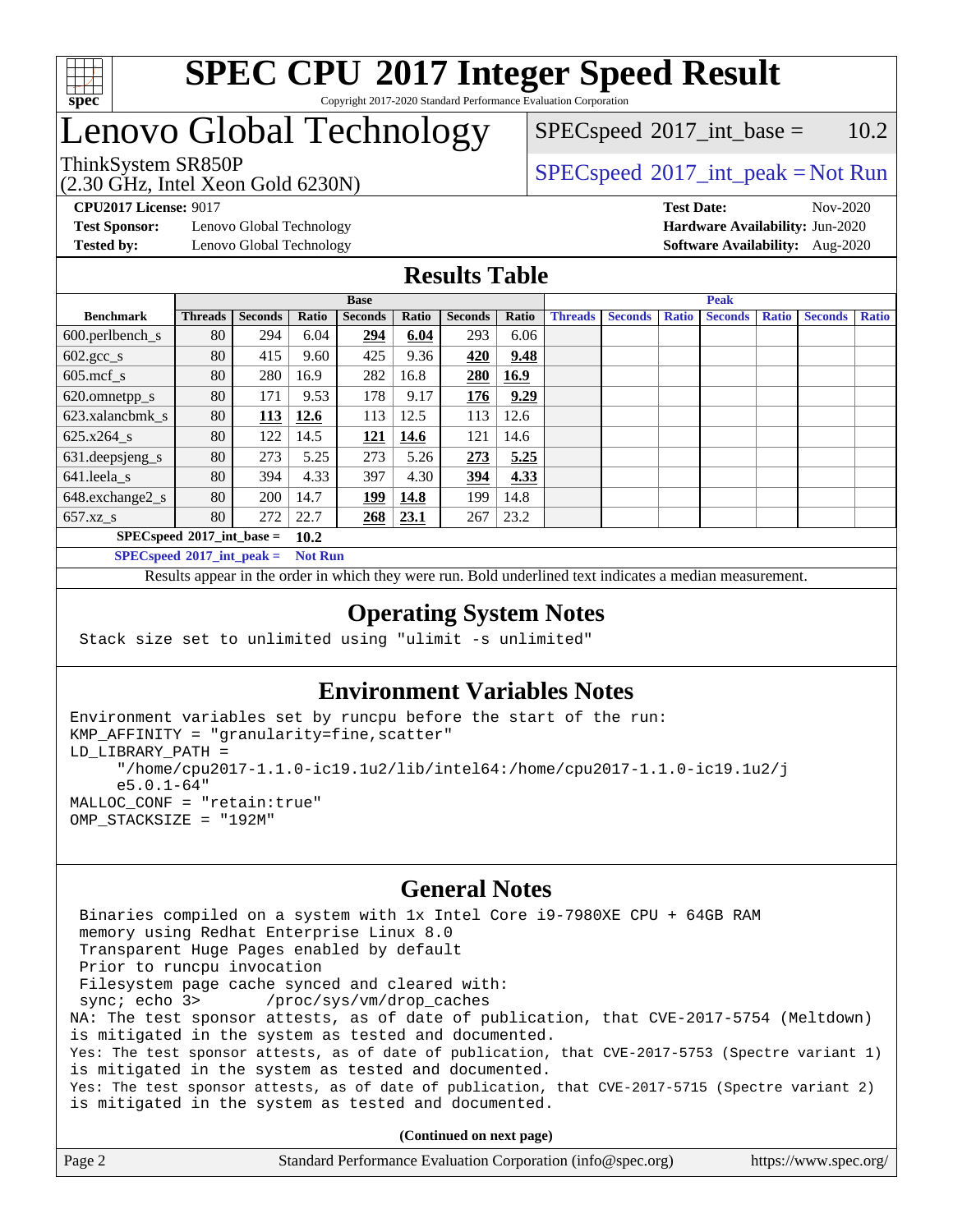# SPEC CPU 2017 Integer Speed Result

Copyright 2017-2020 Standard Performance Evaluation Corporation

# Lenovo Global Technology

ThinkSystem SR850P
(2.30 GHz, Intel Xeon Gold 6230N)

SPECspeed 2017_int_base = 10.2

SPECspeed 2017_int_peak = Not Run

**CPU2017 License:** 9017
**Test Sponsor:** Lenovo Global Technology
**Tested by:** Lenovo Global Technology

**Test Date:** Nov-2020
**Hardware Availability:** Jun-2020
**Software Availability:** Aug-2020

## Results Table

| Benchmark | Base | | | | | | | Peak | | | | | | |
|---|---|---|---|---|---|---|---|---|---|---|---|---|---|---|
| | Threads | Seconds | Ratio | Seconds | Ratio | Seconds | Ratio | Threads | Seconds | Ratio | Seconds | Ratio | Seconds | Ratio |
| 600.perlbench_s | 80 | 294 | 6.04 | **294** | **6.04** | 293 | 6.06 | | | | | | | |
| 602.gcc_s | 80 | 415 | 9.60 | 425 | 9.36 | **420** | **9.48** | | | | | | | |
| 605.mcf_s | 80 | 280 | 16.9 | 282 | 16.8 | **280** | **16.9** | | | | | | | |
| 620.omnetpp_s | 80 | 171 | 9.53 | 178 | 9.17 | **176** | **9.29** | | | | | | | |
| 623.xalancbmk_s | 80 | **113** | **12.6** | 113 | 12.5 | 113 | 12.6 | | | | | | | |
| 625.x264_s | 80 | 122 | 14.5 | **121** | **14.6** | 121 | 14.6 | | | | | | | |
| 631.deepsjeng_s | 80 | 273 | 5.25 | 273 | 5.26 | **273** | **5.25** | | | | | | | |
| 641.leela_s | 80 | 394 | 4.33 | 397 | 4.30 | **394** | **4.33** | | | | | | | |
| 648.exchange2_s | 80 | 200 | 14.7 | **199** | **14.8** | 199 | 14.8 | | | | | | | |
| 657.xz_s | 80 | 272 | 22.7 | **268** | **23.1** | 267 | 23.2 | | | | | | | |

**SPECspeed 2017_int_base = 10.2**

**SPECspeed 2017_int_peak = Not Run**

Results appear in the order in which they were run. Bold underlined text indicates a median measurement.

## Operating System Notes

```
Stack size set to unlimited using "ulimit -s unlimited"
```

## Environment Variables Notes

```
Environment variables set by runcpu before the start of the run:
KMP_AFFINITY = "granularity=fine,scatter"
LD_LIBRARY_PATH =
     "/home/cpu2017-1.1.0-ic19.1u2/lib/intel64:/home/cpu2017-1.1.0-ic19.1u2/j
     e5.0.1-64"
MALLOC_CONF = "retain:true"
OMP_STACKSIZE = "192M"
```

## General Notes

```
 Binaries compiled on a system with 1x Intel Core i9-7980XE CPU + 64GB RAM
 memory using Redhat Enterprise Linux 8.0
 Transparent Huge Pages enabled by default
 Prior to runcpu invocation
 Filesystem page cache synced and cleared with:
 sync; echo 3>       /proc/sys/vm/drop_caches
NA: The test sponsor attests, as of date of publication, that CVE-2017-5754 (Meltdown)
is mitigated in the system as tested and documented.
Yes: The test sponsor attests, as of date of publication, that CVE-2017-5753 (Spectre variant 1)
is mitigated in the system as tested and documented.
Yes: The test sponsor attests, as of date of publication, that CVE-2017-5715 (Spectre variant 2)
is mitigated in the system as tested and documented.
```

(Continued on next page)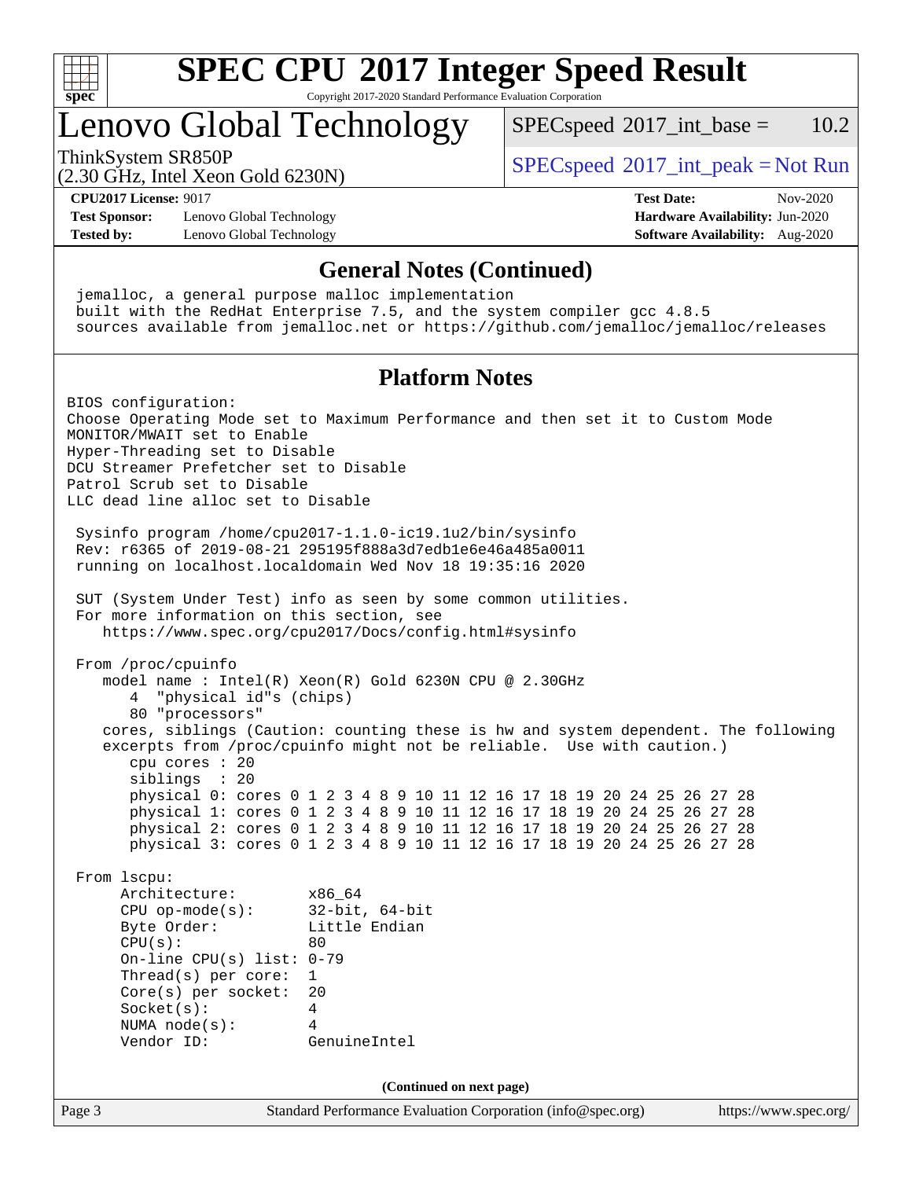# SPEC CPU 2017 Integer Speed Result

Copyright 2017-2020 Standard Performance Evaluation Corporation

## Lenovo Global Technology

ThinkSystem SR850P
(2.30 GHz, Intel Xeon Gold 6230N)

SPECspeed 2017_int_base = 10.2

SPECspeed 2017_int_peak = Not Run

**CPU2017 License:** 9017
**Test Sponsor:** Lenovo Global Technology
**Tested by:** Lenovo Global Technology

**Test Date:** Nov-2020
**Hardware Availability:** Jun-2020
**Software Availability:** Aug-2020

### General Notes (Continued)

```
jemalloc, a general purpose malloc implementation
built with the RedHat Enterprise 7.5, and the system compiler gcc 4.8.5
sources available from jemalloc.net or https://github.com/jemalloc/jemalloc/releases
```

### Platform Notes

```
BIOS configuration:
Choose Operating Mode set to Maximum Performance and then set it to Custom Mode
MONITOR/MWAIT set to Enable
Hyper-Threading set to Disable
DCU Streamer Prefetcher set to Disable
Patrol Scrub set to Disable
LLC dead line alloc set to Disable

 Sysinfo program /home/cpu2017-1.1.0-ic19.1u2/bin/sysinfo
 Rev: r6365 of 2019-08-21 295195f888a3d7edb1e6e46a485a0011
 running on localhost.localdomain Wed Nov 18 19:35:16 2020

 SUT (System Under Test) info as seen by some common utilities.
 For more information on this section, see
    https://www.spec.org/cpu2017/Docs/config.html#sysinfo

 From /proc/cpuinfo
    model name : Intel(R) Xeon(R) Gold 6230N CPU @ 2.30GHz
       4  "physical id"s (chips)
       80 "processors"
    cores, siblings (Caution: counting these is hw and system dependent. The following
    excerpts from /proc/cpuinfo might not be reliable.  Use with caution.)
       cpu cores : 20
       siblings  : 20
       physical 0: cores 0 1 2 3 4 8 9 10 11 12 16 17 18 19 20 24 25 26 27 28
       physical 1: cores 0 1 2 3 4 8 9 10 11 12 16 17 18 19 20 24 25 26 27 28
       physical 2: cores 0 1 2 3 4 8 9 10 11 12 16 17 18 19 20 24 25 26 27 28
       physical 3: cores 0 1 2 3 4 8 9 10 11 12 16 17 18 19 20 24 25 26 27 28

 From lscpu:
      Architecture:        x86_64
      CPU op-mode(s):      32-bit, 64-bit
      Byte Order:          Little Endian
      CPU(s):              80
      On-line CPU(s) list: 0-79
      Thread(s) per core:  1
      Core(s) per socket:  20
      Socket(s):           4
      NUMA node(s):        4
      Vendor ID:           GenuineIntel
```

(Continued on next page)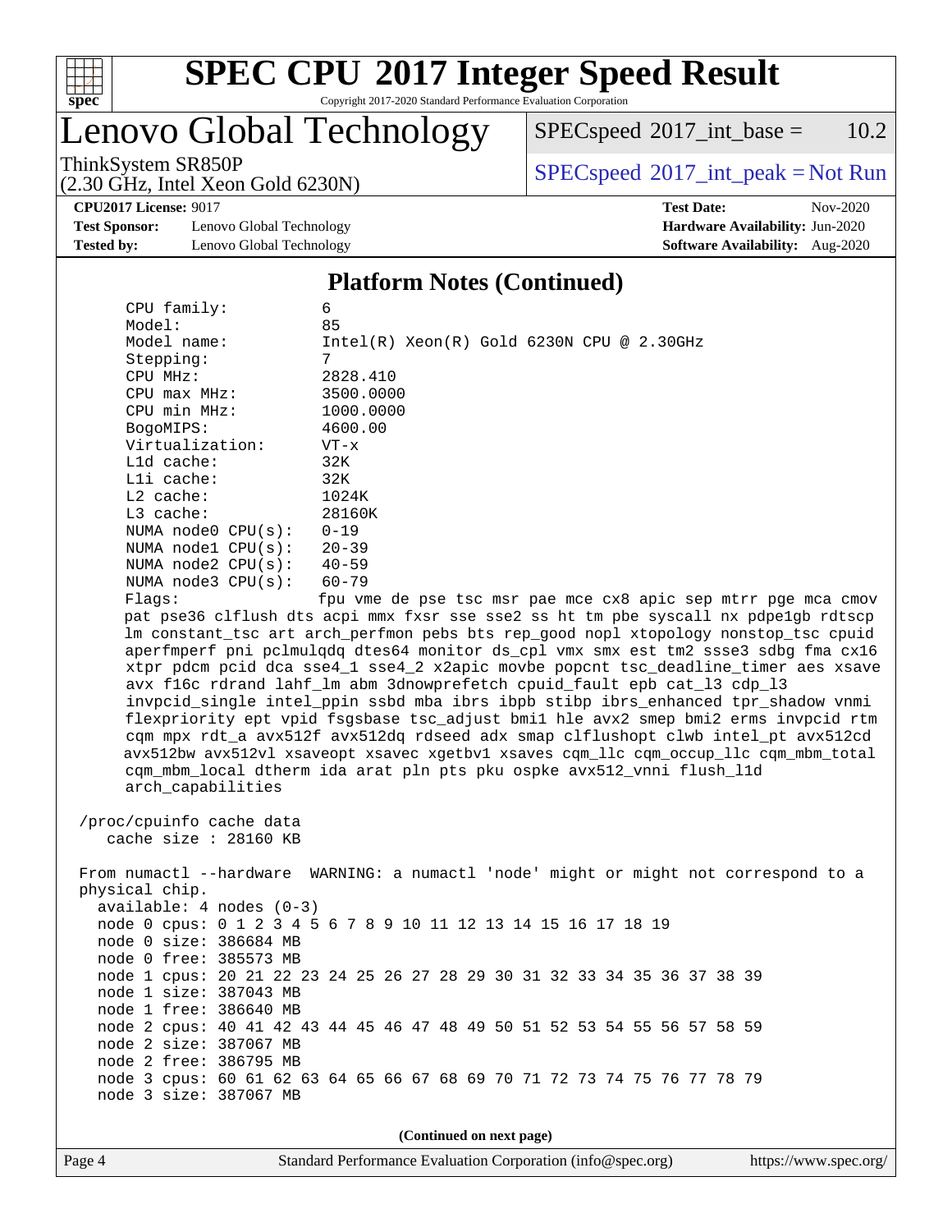# SPEC CPU 2017 Integer Speed Result

Copyright 2017-2020 Standard Performance Evaluation Corporation

## Lenovo Global Technology

ThinkSystem SR850P
(2.30 GHz, Intel Xeon Gold 6230N)

SPECspeed 2017_int_base = 10.2

SPECspeed 2017_int_peak = Not Run

**CPU2017 License:** 9017
**Test Sponsor:** Lenovo Global Technology
**Tested by:** Lenovo Global Technology

**Test Date:** Nov-2020
**Hardware Availability:** Jun-2020
**Software Availability:** Aug-2020

### Platform Notes (Continued)

```
    CPU family:          6
    Model:               85
    Model name:          Intel(R) Xeon(R) Gold 6230N CPU @ 2.30GHz
    Stepping:            7
    CPU MHz:             2828.410
    CPU max MHz:         3500.0000
    CPU min MHz:         1000.0000
    BogoMIPS:            4600.00
    Virtualization:      VT-x
    L1d cache:           32K
    L1i cache:           32K
    L2 cache:            1024K
    L3 cache:            28160K
    NUMA node0 CPU(s):   0-19
    NUMA node1 CPU(s):   20-39
    NUMA node2 CPU(s):   40-59
    NUMA node3 CPU(s):   60-79
    Flags:               fpu vme de pse tsc msr pae mce cx8 apic sep mtrr pge mca cmov
    pat pse36 clflush dts acpi mmx fxsr sse sse2 ss ht tm pbe syscall nx pdpe1gb rdtscp
    lm constant_tsc art arch_perfmon pebs bts rep_good nopl xtopology nonstop_tsc cpuid
    aperfmperf pni pclmulqdq dtes64 monitor ds_cpl vmx smx est tm2 ssse3 sdbg fma cx16
    xtpr pdcm pcid dca sse4_1 sse4_2 x2apic movbe popcnt tsc_deadline_timer aes xsave
    avx f16c rdrand lahf_lm abm 3dnowprefetch cpuid_fault epb cat_l3 cdp_l3
    invpcid_single intel_ppin ssbd mba ibrs ibpb stibp ibrs_enhanced tpr_shadow vnmi
    flexpriority ept vpid fsgsbase tsc_adjust bmi1 hle avx2 smep bmi2 erms invpcid rtm
    cqm mpx rdt_a avx512f avx512dq rdseed adx smap clflushopt clwb intel_pt avx512cd
    avx512bw avx512vl xsaveopt xsavec xgetbv1 xsaves cqm_llc cqm_occup_llc cqm_mbm_total
    cqm_mbm_local dtherm ida arat pln pts pku ospke avx512_vnni flush_l1d
    arch_capabilities

 /proc/cpuinfo cache data
    cache size : 28160 KB

 From numactl --hardware  WARNING: a numactl 'node' might or might not correspond to a
 physical chip.
   available: 4 nodes (0-3)
   node 0 cpus: 0 1 2 3 4 5 6 7 8 9 10 11 12 13 14 15 16 17 18 19
   node 0 size: 386684 MB
   node 0 free: 385573 MB
   node 1 cpus: 20 21 22 23 24 25 26 27 28 29 30 31 32 33 34 35 36 37 38 39
   node 1 size: 387043 MB
   node 1 free: 386640 MB
   node 2 cpus: 40 41 42 43 44 45 46 47 48 49 50 51 52 53 54 55 56 57 58 59
   node 2 size: 387067 MB
   node 2 free: 386795 MB
   node 3 cpus: 60 61 62 63 64 65 66 67 68 69 70 71 72 73 74 75 76 77 78 79
   node 3 size: 387067 MB
```

(Continued on next page)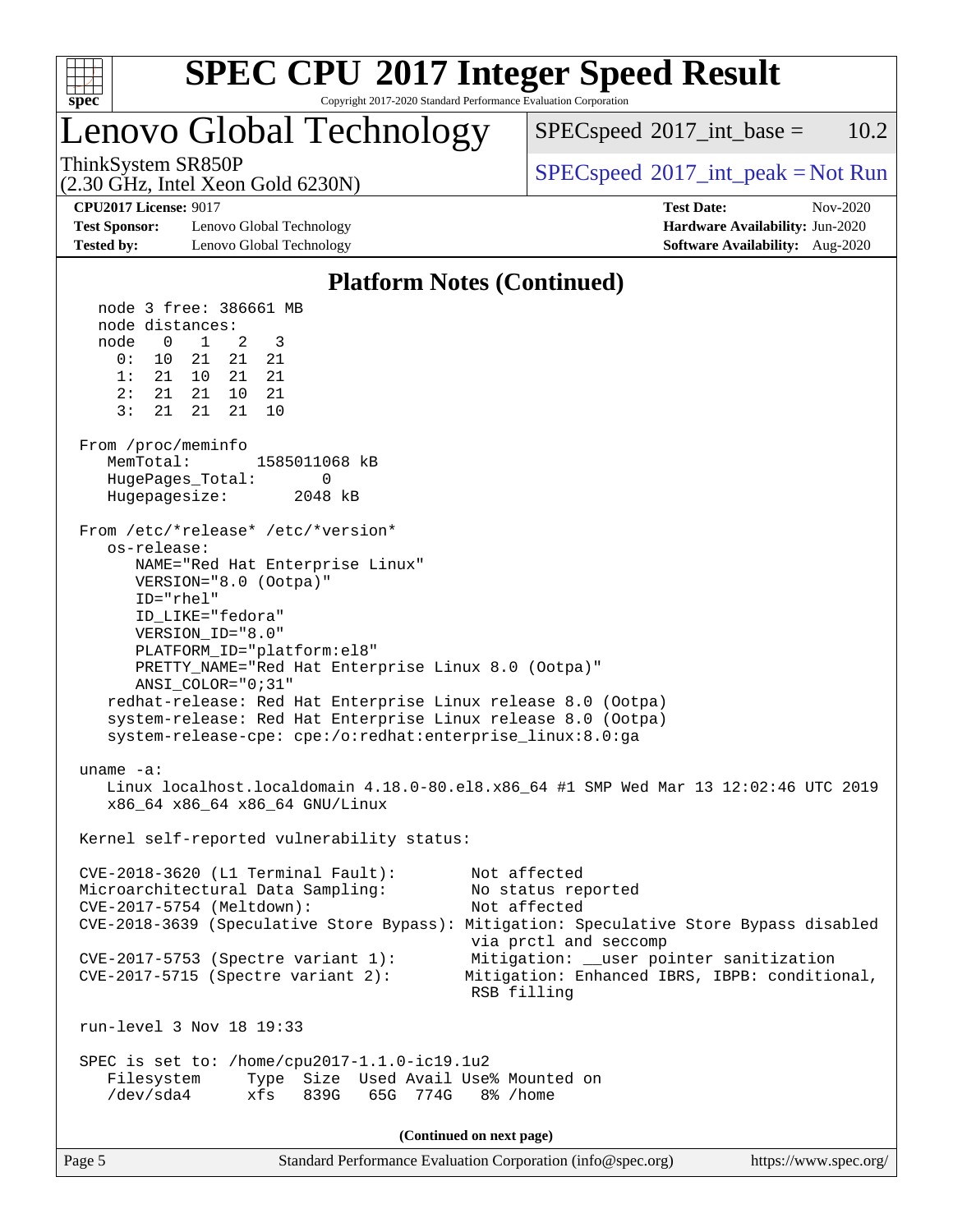## Platform Notes (Continued)

```
  node 3 free: 386661 MB
  node distances:
  node   0   1   2   3
    0:  10  21  21  21
    1:  21  10  21  21
    2:  21  21  10  21
    3:  21  21  21  10

From /proc/meminfo
   MemTotal:       1585011068 kB
   HugePages_Total:       0
   Hugepagesize:       2048 kB

From /etc/*release* /etc/*version*
   os-release:
      NAME="Red Hat Enterprise Linux"
      VERSION="8.0 (Ootpa)"
      ID="rhel"
      ID_LIKE="fedora"
      VERSION_ID="8.0"
      PLATFORM_ID="platform:el8"
      PRETTY_NAME="Red Hat Enterprise Linux 8.0 (Ootpa)"
      ANSI_COLOR="0;31"
   redhat-release: Red Hat Enterprise Linux release 8.0 (Ootpa)
   system-release: Red Hat Enterprise Linux release 8.0 (Ootpa)
   system-release-cpe: cpe:/o:redhat:enterprise_linux:8.0:ga

uname -a:
   Linux localhost.localdomain 4.18.0-80.el8.x86_64 #1 SMP Wed Mar 13 12:02:46 UTC 2019
   x86_64 x86_64 x86_64 GNU/Linux

Kernel self-reported vulnerability status:

CVE-2018-3620 (L1 Terminal Fault):        Not affected
Microarchitectural Data Sampling:         No status reported
CVE-2017-5754 (Meltdown):                 Not affected
CVE-2018-3639 (Speculative Store Bypass): Mitigation: Speculative Store Bypass disabled
                                          via prctl and seccomp
CVE-2017-5753 (Spectre variant 1):        Mitigation: __user pointer sanitization
CVE-2017-5715 (Spectre variant 2):        Mitigation: Enhanced IBRS, IBPB: conditional,
                                          RSB filling

run-level 3 Nov 18 19:33

SPEC is set to: /home/cpu2017-1.1.0-ic19.1u2
   Filesystem     Type  Size  Used Avail Use% Mounted on
   /dev/sda4      xfs   839G   65G  774G   8% /home
```

(Continued on next page)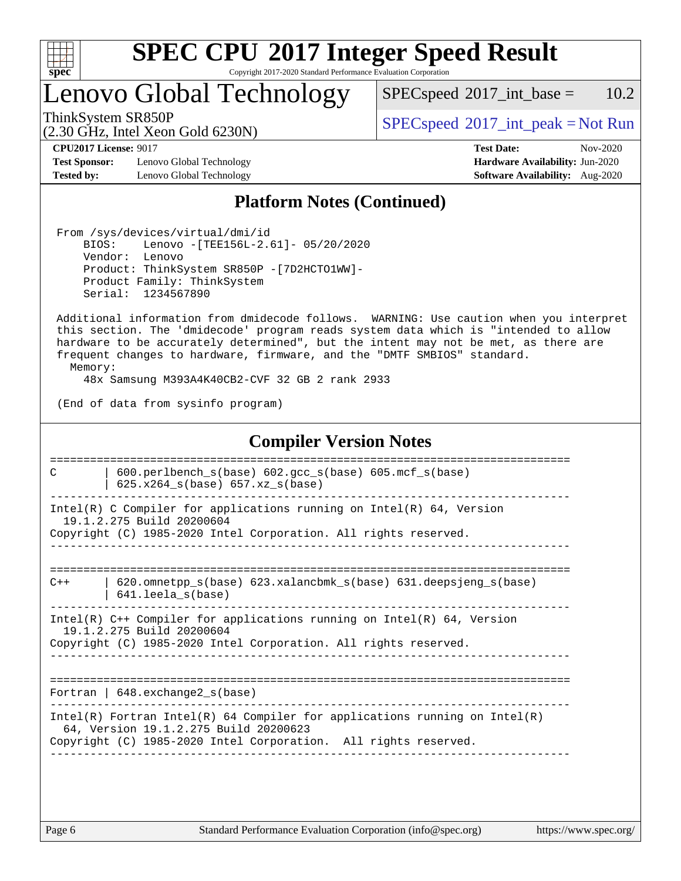# SPEC CPU 2017 Integer Speed Result

Copyright 2017-2020 Standard Performance Evaluation Corporation

## Lenovo Global Technology

ThinkSystem SR850P
(2.30 GHz, Intel Xeon Gold 6230N)

SPECspeed 2017_int_base = 10.2

SPECspeed 2017_int_peak = Not Run

**CPU2017 License:** 9017
**Test Sponsor:** Lenovo Global Technology
**Tested by:** Lenovo Global Technology

**Test Date:** Nov-2020
**Hardware Availability:** Jun-2020
**Software Availability:** Aug-2020

## Platform Notes (Continued)

```
From /sys/devices/virtual/dmi/id
    BIOS:    Lenovo -[TEE156L-2.61]- 05/20/2020
    Vendor:  Lenovo
    Product: ThinkSystem SR850P -[7D2HCTO1WW]-
    Product Family: ThinkSystem
    Serial:  1234567890

Additional information from dmidecode follows.  WARNING: Use caution when you interpret
this section. The 'dmidecode' program reads system data which is "intended to allow
hardware to be accurately determined", but the intent may not be met, as there are
frequent changes to hardware, firmware, and the "DMTF SMBIOS" standard.
  Memory:
    48x Samsung M393A4K40CB2-CVF 32 GB 2 rank 2933

(End of data from sysinfo program)
```

## Compiler Version Notes

```
==============================================================================
C       | 600.perlbench_s(base) 602.gcc_s(base) 605.mcf_s(base)
        | 625.x264_s(base) 657.xz_s(base)
------------------------------------------------------------------------------
Intel(R) C Compiler for applications running on Intel(R) 64, Version
  19.1.2.275 Build 20200604
Copyright (C) 1985-2020 Intel Corporation. All rights reserved.
------------------------------------------------------------------------------

==============================================================================
C++     | 620.omnetpp_s(base) 623.xalancbmk_s(base) 631.deepsjeng_s(base)
        | 641.leela_s(base)
------------------------------------------------------------------------------
Intel(R) C++ Compiler for applications running on Intel(R) 64, Version
  19.1.2.275 Build 20200604
Copyright (C) 1985-2020 Intel Corporation. All rights reserved.
------------------------------------------------------------------------------

==============================================================================
Fortran | 648.exchange2_s(base)
------------------------------------------------------------------------------
Intel(R) Fortran Intel(R) 64 Compiler for applications running on Intel(R)
  64, Version 19.1.2.275 Build 20200623
Copyright (C) 1985-2020 Intel Corporation.  All rights reserved.
------------------------------------------------------------------------------
```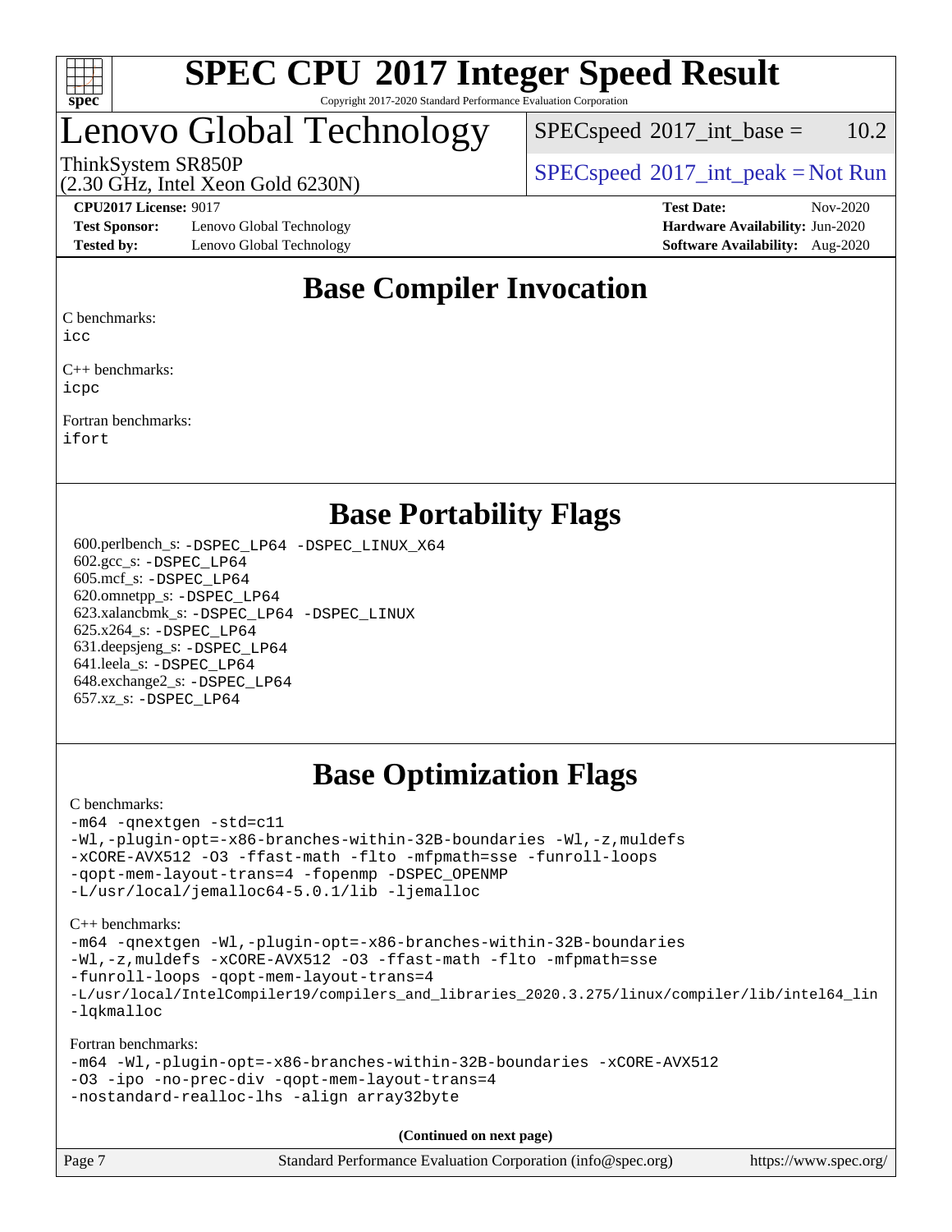# SPEC CPU 2017 Integer Speed Result

Copyright 2017-2020 Standard Performance Evaluation Corporation

## Lenovo Global Technology

ThinkSystem SR850P
(2.30 GHz, Intel Xeon Gold 6230N)

SPECspeed 2017_int_base = 10.2

SPECspeed 2017_int_peak = Not Run

**CPU2017 License:** 9017
**Test Sponsor:** Lenovo Global Technology
**Tested by:** Lenovo Global Technology

**Test Date:** Nov-2020
**Hardware Availability:** Jun-2020
**Software Availability:** Aug-2020

## Base Compiler Invocation

C benchmarks:
icc

C++ benchmarks:
icpc

Fortran benchmarks:
ifort

## Base Portability Flags

600.perlbench_s: -DSPEC_LP64 -DSPEC_LINUX_X64
602.gcc_s: -DSPEC_LP64
605.mcf_s: -DSPEC_LP64
620.omnetpp_s: -DSPEC_LP64
623.xalancbmk_s: -DSPEC_LP64 -DSPEC_LINUX
625.x264_s: -DSPEC_LP64
631.deepsjeng_s: -DSPEC_LP64
641.leela_s: -DSPEC_LP64
648.exchange2_s: -DSPEC_LP64
657.xz_s: -DSPEC_LP64

## Base Optimization Flags

C benchmarks:
```
-m64 -qnextgen -std=c11
-Wl,-plugin-opt=-x86-branches-within-32B-boundaries -Wl,-z,muldefs
-xCORE-AVX512 -O3 -ffast-math -flto -mfpmath=sse -funroll-loops
-qopt-mem-layout-trans=4 -fopenmp -DSPEC_OPENMP
-L/usr/local/jemalloc64-5.0.1/lib -ljemalloc
```

C++ benchmarks:
```
-m64 -qnextgen -Wl,-plugin-opt=-x86-branches-within-32B-boundaries
-Wl,-z,muldefs -xCORE-AVX512 -O3 -ffast-math -flto -mfpmath=sse
-funroll-loops -qopt-mem-layout-trans=4
-L/usr/local/IntelCompiler19/compilers_and_libraries_2020.3.275/linux/compiler/lib/intel64_lin
-lqkmalloc
```

Fortran benchmarks:
```
-m64 -Wl,-plugin-opt=-x86-branches-within-32B-boundaries -xCORE-AVX512
-O3 -ipo -no-prec-div -qopt-mem-layout-trans=4
-nostandard-realloc-lhs -align array32byte
```

**(Continued on next page)**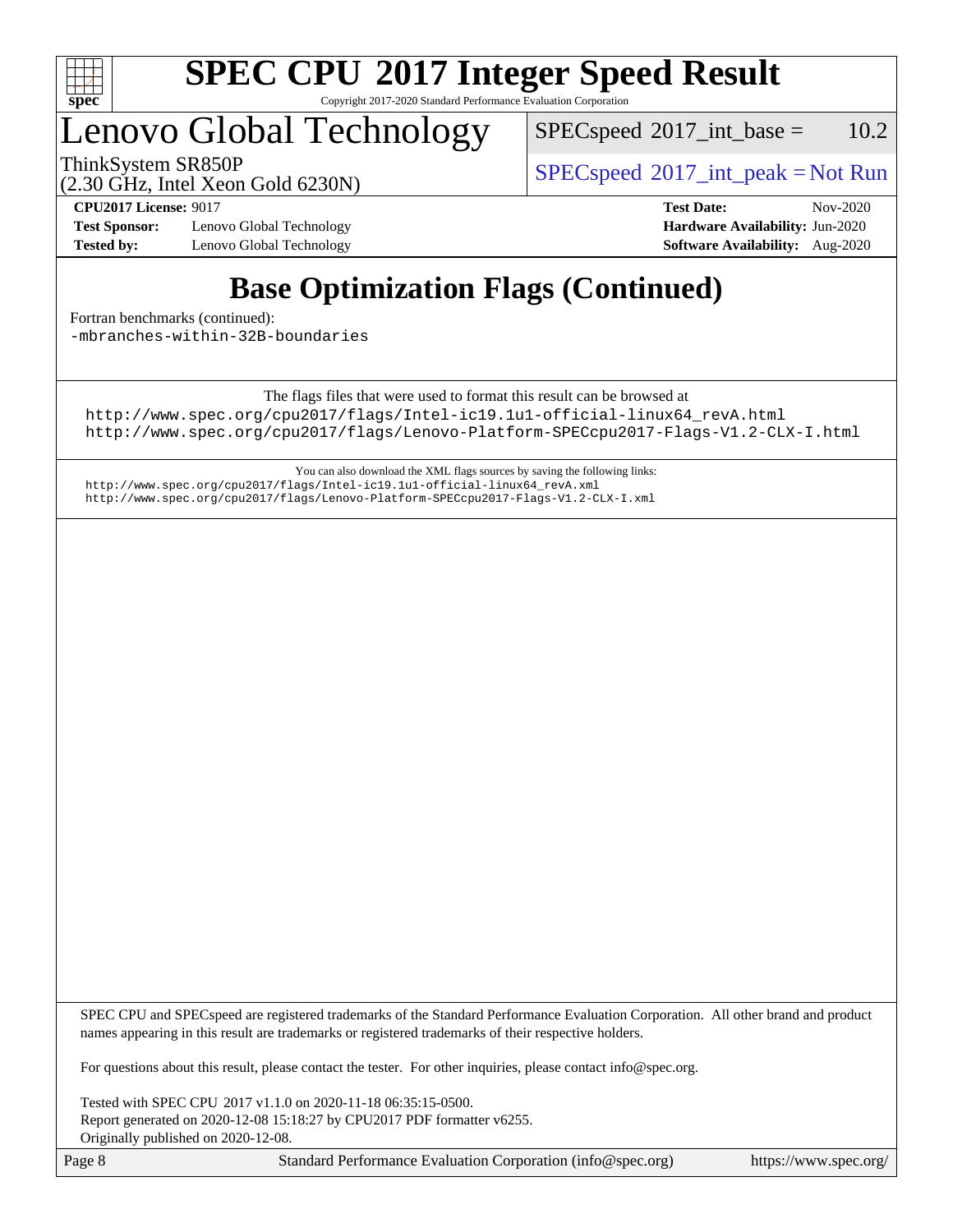## Base Optimization Flags (Continued)

Fortran benchmarks (continued):
-mbranches-within-32B-boundaries

The flags files that were used to format this result can be browsed at
http://www.spec.org/cpu2017/flags/Intel-ic19.1u1-official-linux64_revA.html
http://www.spec.org/cpu2017/flags/Lenovo-Platform-SPECcpu2017-Flags-V1.2-CLX-I.html

You can also download the XML flags sources by saving the following links:
http://www.spec.org/cpu2017/flags/Intel-ic19.1u1-official-linux64_revA.xml
http://www.spec.org/cpu2017/flags/Lenovo-Platform-SPECcpu2017-Flags-V1.2-CLX-I.xml

SPEC CPU and SPECspeed are registered trademarks of the Standard Performance Evaluation Corporation. All other brand and product names appearing in this result are trademarks or registered trademarks of their respective holders.

For questions about this result, please contact the tester. For other inquiries, please contact info@spec.org.

Tested with SPEC CPU 2017 v1.1.0 on 2020-11-18 06:35:15-0500.
Report generated on 2020-12-08 15:18:27 by CPU2017 PDF formatter v6255.
Originally published on 2020-12-08.